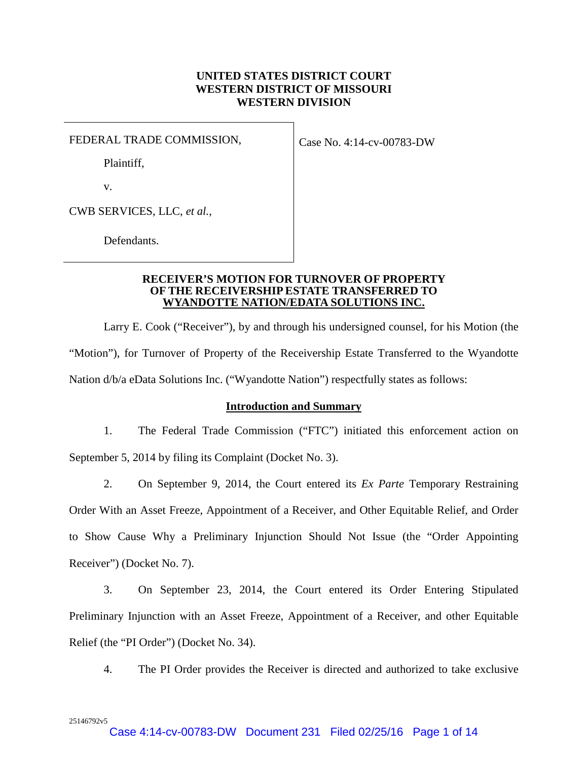**UNITED STATES DISTRICT COURT**
**WESTERN DISTRICT OF MISSOURI**
**WESTERN DIVISION**

| | |
|---|---|
| FEDERAL TRADE COMMISSION,<br><br>Plaintiff,<br><br>v.<br><br>CWB SERVICES, LLC, *et al.,*<br><br>Defendants. | Case No. 4:14-cv-00783-DW |

**RECEIVER'S MOTION FOR TURNOVER OF PROPERTY OF THE RECEIVERSHIP ESTATE TRANSFERRED TO <u>WYANDOTTE NATION/EDATA SOLUTIONS INC.</u>**

Larry E. Cook ("Receiver"), by and through his undersigned counsel, for his Motion (the "Motion"), for Turnover of Property of the Receivership Estate Transferred to the Wyandotte Nation d/b/a eData Solutions Inc. ("Wyandotte Nation") respectfully states as follows:

## <u>Introduction and Summary</u>

1. The Federal Trade Commission ("FTC") initiated this enforcement action on September 5, 2014 by filing its Complaint (Docket No. 3).

2. On September 9, 2014, the Court entered its *Ex Parte* Temporary Restraining Order With an Asset Freeze, Appointment of a Receiver, and Other Equitable Relief, and Order to Show Cause Why a Preliminary Injunction Should Not Issue (the "Order Appointing Receiver") (Docket No. 7).

3. On September 23, 2014, the Court entered its Order Entering Stipulated Preliminary Injunction with an Asset Freeze, Appointment of a Receiver, and other Equitable Relief (the "PI Order") (Docket No. 34).

4. The PI Order provides the Receiver is directed and authorized to take exclusive

25146792v5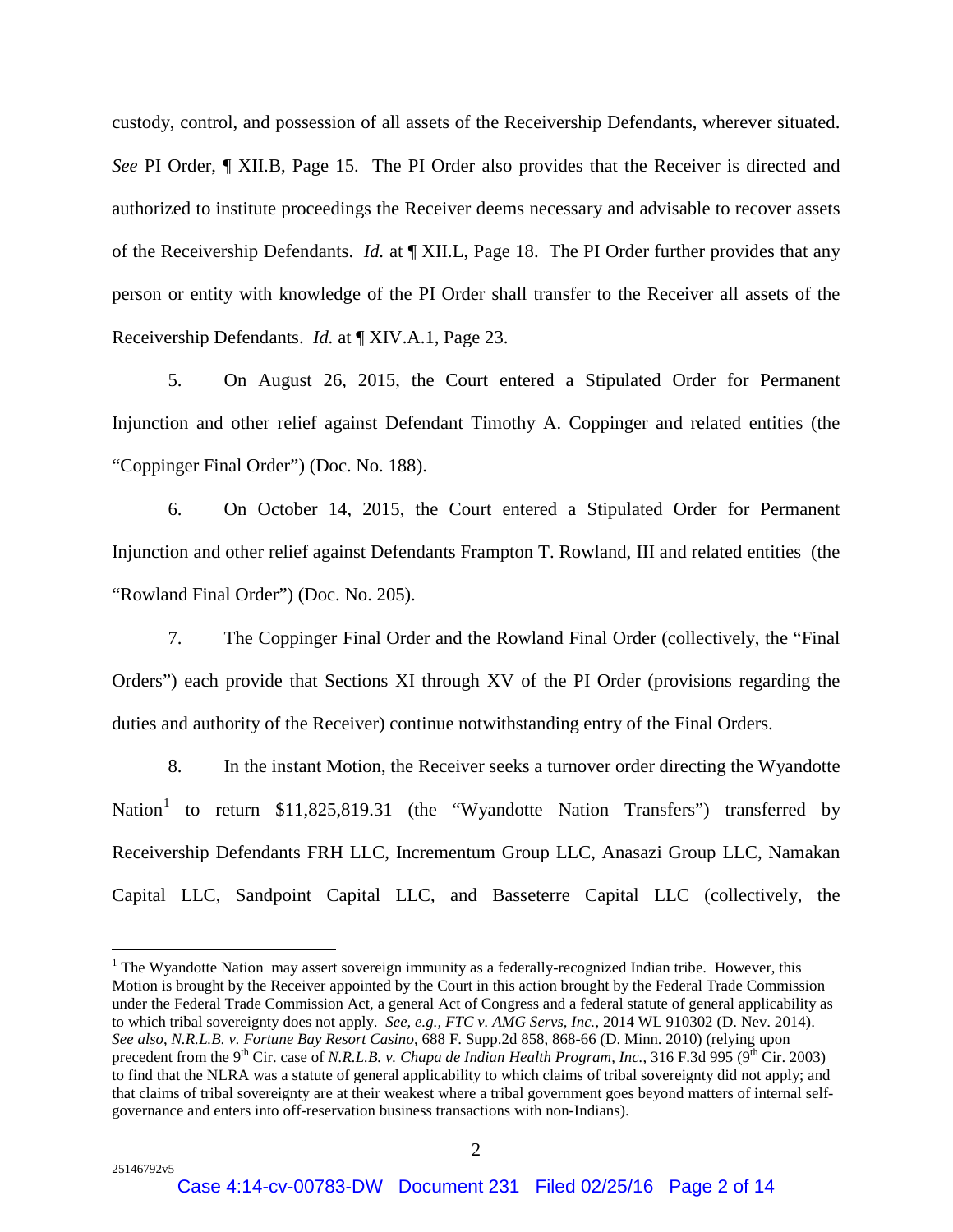custody, control, and possession of all assets of the Receivership Defendants, wherever situated. *See* PI Order, ¶ XII.B, Page 15. The PI Order also provides that the Receiver is directed and authorized to institute proceedings the Receiver deems necessary and advisable to recover assets of the Receivership Defendants. *Id.* at ¶ XII.L, Page 18. The PI Order further provides that any person or entity with knowledge of the PI Order shall transfer to the Receiver all assets of the Receivership Defendants. *Id.* at ¶ XIV.A.1, Page 23.

5. On August 26, 2015, the Court entered a Stipulated Order for Permanent Injunction and other relief against Defendant Timothy A. Coppinger and related entities (the "Coppinger Final Order") (Doc. No. 188).

6. On October 14, 2015, the Court entered a Stipulated Order for Permanent Injunction and other relief against Defendants Frampton T. Rowland, III and related entities (the "Rowland Final Order") (Doc. No. 205).

7. The Coppinger Final Order and the Rowland Final Order (collectively, the "Final Orders") each provide that Sections XI through XV of the PI Order (provisions regarding the duties and authority of the Receiver) continue notwithstanding entry of the Final Orders.

8. In the instant Motion, the Receiver seeks a turnover order directing the Wyandotte Nation[1] to return $11,825,819.31 (the "Wyandotte Nation Transfers") transferred by Receivership Defendants FRH LLC, Incrementum Group LLC, Anasazi Group LLC, Namakan Capital LLC, Sandpoint Capital LLC, and Basseterre Capital LLC (collectively, the

---

[1] The Wyandotte Nation may assert sovereign immunity as a federally-recognized Indian tribe. However, this Motion is brought by the Receiver appointed by the Court in this action brought by the Federal Trade Commission under the Federal Trade Commission Act, a general Act of Congress and a federal statute of general applicability as to which tribal sovereignty does not apply. *See, e.g., FTC v. AMG Servs, Inc.*, 2014 WL 910302 (D. Nev. 2014). *See also*, *N.R.L.B. v. Fortune Bay Resort Casino*, 688 F. Supp.2d 858, 868-66 (D. Minn. 2010) (relying upon precedent from the 9th Cir. case of *N.R.L.B. v. Chapa de Indian Health Program, Inc.*, 316 F.3d 995 (9th Cir. 2003) to find that the NLRA was a statute of general applicability to which claims of tribal sovereignty did not apply; and that claims of tribal sovereignty are at their weakest where a tribal government goes beyond matters of internal self-governance and enters into off-reservation business transactions with non-Indians).

25146792v5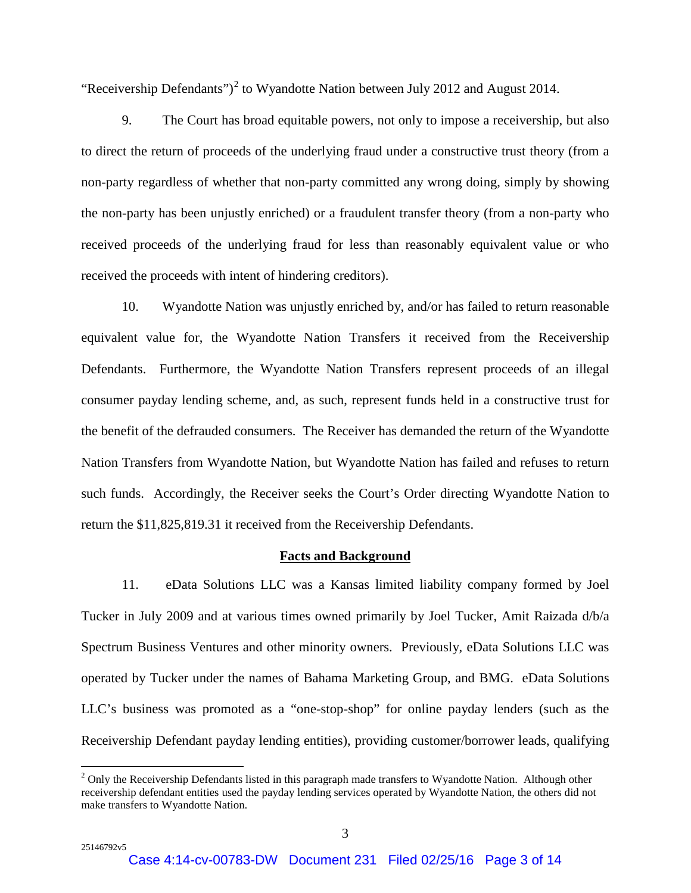"Receivership Defendants")[2] to Wyandotte Nation between July 2012 and August 2014.

9. The Court has broad equitable powers, not only to impose a receivership, but also to direct the return of proceeds of the underlying fraud under a constructive trust theory (from a non-party regardless of whether that non-party committed any wrong doing, simply by showing the non-party has been unjustly enriched) or a fraudulent transfer theory (from a non-party who received proceeds of the underlying fraud for less than reasonably equivalent value or who received the proceeds with intent of hindering creditors).

10. Wyandotte Nation was unjustly enriched by, and/or has failed to return reasonable equivalent value for, the Wyandotte Nation Transfers it received from the Receivership Defendants. Furthermore, the Wyandotte Nation Transfers represent proceeds of an illegal consumer payday lending scheme, and, as such, represent funds held in a constructive trust for the benefit of the defrauded consumers. The Receiver has demanded the return of the Wyandotte Nation Transfers from Wyandotte Nation, but Wyandotte Nation has failed and refuses to return such funds. Accordingly, the Receiver seeks the Court's Order directing Wyandotte Nation to return the $11,825,819.31 it received from the Receivership Defendants.

## Facts and Background

11. eData Solutions LLC was a Kansas limited liability company formed by Joel Tucker in July 2009 and at various times owned primarily by Joel Tucker, Amit Raizada d/b/a Spectrum Business Ventures and other minority owners. Previously, eData Solutions LLC was operated by Tucker under the names of Bahama Marketing Group, and BMG. eData Solutions LLC's business was promoted as a "one-stop-shop" for online payday lenders (such as the Receivership Defendant payday lending entities), providing customer/borrower leads, qualifying

[2] Only the Receivership Defendants listed in this paragraph made transfers to Wyandotte Nation. Although other receivership defendant entities used the payday lending services operated by Wyandotte Nation, the others did not make transfers to Wyandotte Nation.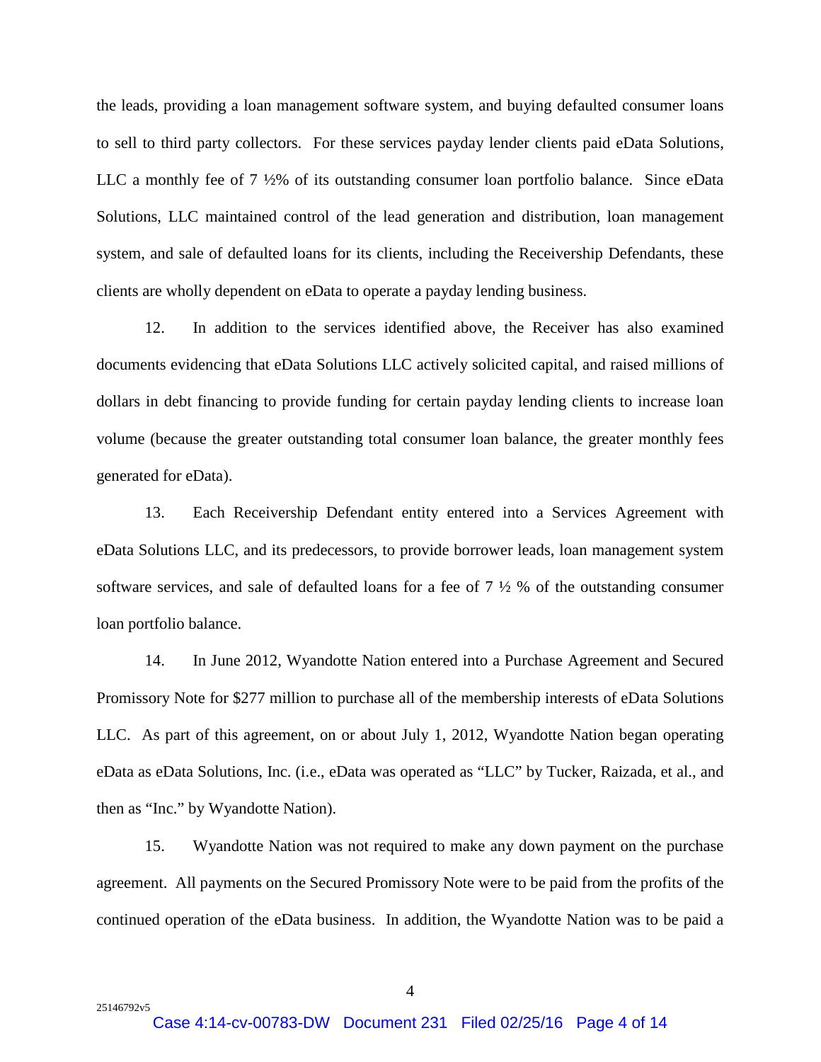the leads, providing a loan management software system, and buying defaulted consumer loans to sell to third party collectors. For these services payday lender clients paid eData Solutions, LLC a monthly fee of 7 ½% of its outstanding consumer loan portfolio balance. Since eData Solutions, LLC maintained control of the lead generation and distribution, loan management system, and sale of defaulted loans for its clients, including the Receivership Defendants, these clients are wholly dependent on eData to operate a payday lending business.

12. In addition to the services identified above, the Receiver has also examined documents evidencing that eData Solutions LLC actively solicited capital, and raised millions of dollars in debt financing to provide funding for certain payday lending clients to increase loan volume (because the greater outstanding total consumer loan balance, the greater monthly fees generated for eData).

13. Each Receivership Defendant entity entered into a Services Agreement with eData Solutions LLC, and its predecessors, to provide borrower leads, loan management system software services, and sale of defaulted loans for a fee of 7 ½ % of the outstanding consumer loan portfolio balance.

14. In June 2012, Wyandotte Nation entered into a Purchase Agreement and Secured Promissory Note for $277 million to purchase all of the membership interests of eData Solutions LLC. As part of this agreement, on or about July 1, 2012, Wyandotte Nation began operating eData as eData Solutions, Inc. (i.e., eData was operated as "LLC" by Tucker, Raizada, et al., and then as "Inc." by Wyandotte Nation).

15. Wyandotte Nation was not required to make any down payment on the purchase agreement. All payments on the Secured Promissory Note were to be paid from the profits of the continued operation of the eData business. In addition, the Wyandotte Nation was to be paid a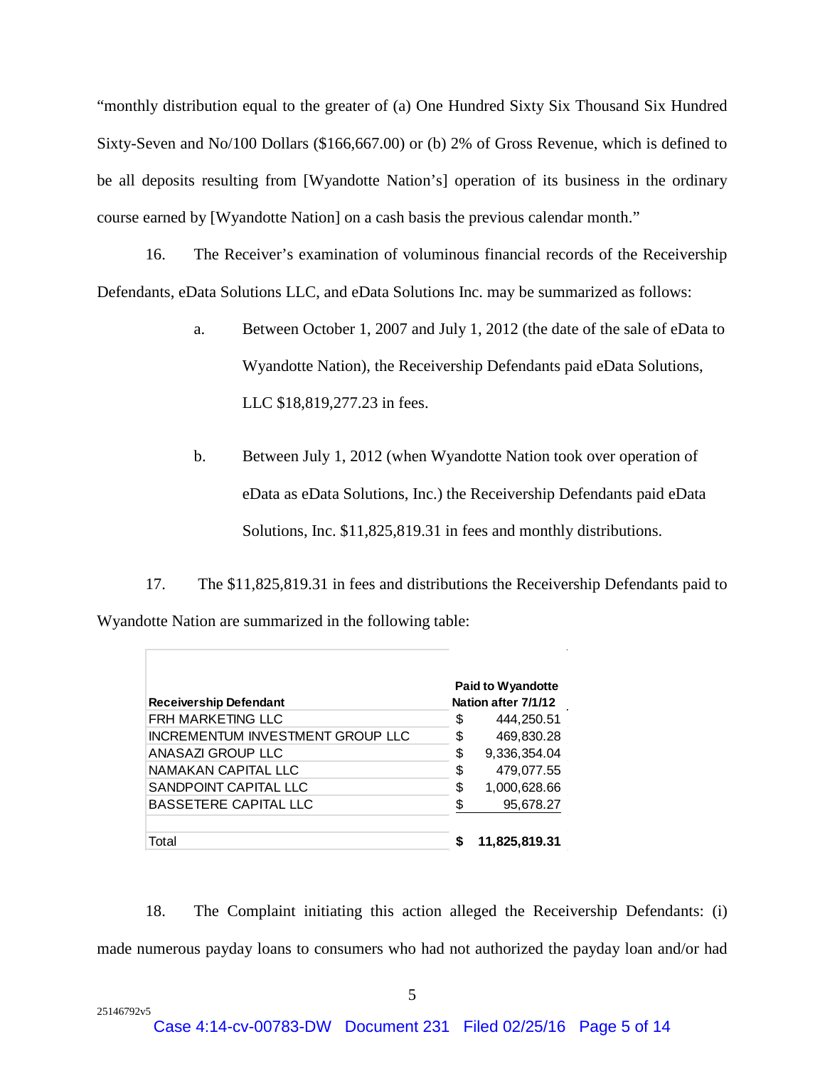"monthly distribution equal to the greater of (a) One Hundred Sixty Six Thousand Six Hundred Sixty-Seven and No/100 Dollars ($166,667.00) or (b) 2% of Gross Revenue, which is defined to be all deposits resulting from [Wyandotte Nation's] operation of its business in the ordinary course earned by [Wyandotte Nation] on a cash basis the previous calendar month."

16. The Receiver's examination of voluminous financial records of the Receivership Defendants, eData Solutions LLC, and eData Solutions Inc. may be summarized as follows:

a. Between October 1, 2007 and July 1, 2012 (the date of the sale of eData to Wyandotte Nation), the Receivership Defendants paid eData Solutions, LLC $18,819,277.23 in fees.

b. Between July 1, 2012 (when Wyandotte Nation took over operation of eData as eData Solutions, Inc.) the Receivership Defendants paid eData Solutions, Inc. $11,825,819.31 in fees and monthly distributions.

17. The $11,825,819.31 in fees and distributions the Receivership Defendants paid to Wyandotte Nation are summarized in the following table:

| Receivership Defendant | Paid to Wyandotte Nation after 7/1/12 |
|---|---|
| FRH MARKETING LLC | $ 444,250.51 |
| INCREMENTUM INVESTMENT GROUP LLC | $ 469,830.28 |
| ANASAZI GROUP LLC | $ 9,336,354.04 |
| NAMAKAN CAPITAL LLC | $ 479,077.55 |
| SANDPOINT CAPITAL LLC | $ 1,000,628.66 |
| BASSETERE CAPITAL LLC | $ 95,678.27 |
| Total | **$ 11,825,819.31** |

18. The Complaint initiating this action alleged the Receivership Defendants: (i) made numerous payday loans to consumers who had not authorized the payday loan and/or had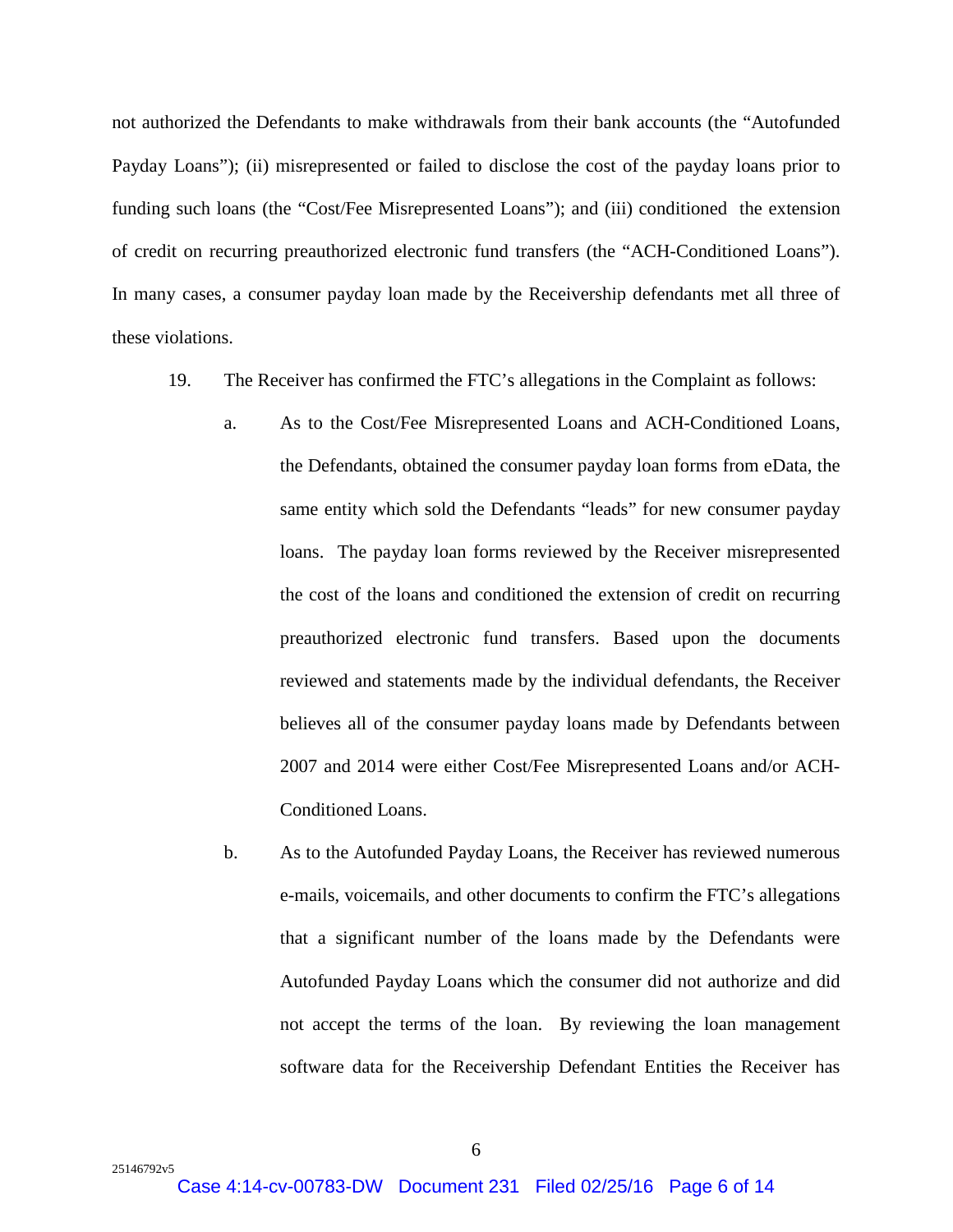not authorized the Defendants to make withdrawals from their bank accounts (the "Autofunded Payday Loans"); (ii) misrepresented or failed to disclose the cost of the payday loans prior to funding such loans (the "Cost/Fee Misrepresented Loans"); and (iii) conditioned the extension of credit on recurring preauthorized electronic fund transfers (the "ACH-Conditioned Loans"). In many cases, a consumer payday loan made by the Receivership defendants met all three of these violations.

19. The Receiver has confirmed the FTC's allegations in the Complaint as follows:

a. As to the Cost/Fee Misrepresented Loans and ACH-Conditioned Loans, the Defendants, obtained the consumer payday loan forms from eData, the same entity which sold the Defendants "leads" for new consumer payday loans. The payday loan forms reviewed by the Receiver misrepresented the cost of the loans and conditioned the extension of credit on recurring preauthorized electronic fund transfers. Based upon the documents reviewed and statements made by the individual defendants, the Receiver believes all of the consumer payday loans made by Defendants between 2007 and 2014 were either Cost/Fee Misrepresented Loans and/or ACH-Conditioned Loans.

b. As to the Autofunded Payday Loans, the Receiver has reviewed numerous e-mails, voicemails, and other documents to confirm the FTC's allegations that a significant number of the loans made by the Defendants were Autofunded Payday Loans which the consumer did not authorize and did not accept the terms of the loan. By reviewing the loan management software data for the Receivership Defendant Entities the Receiver has

25146792v5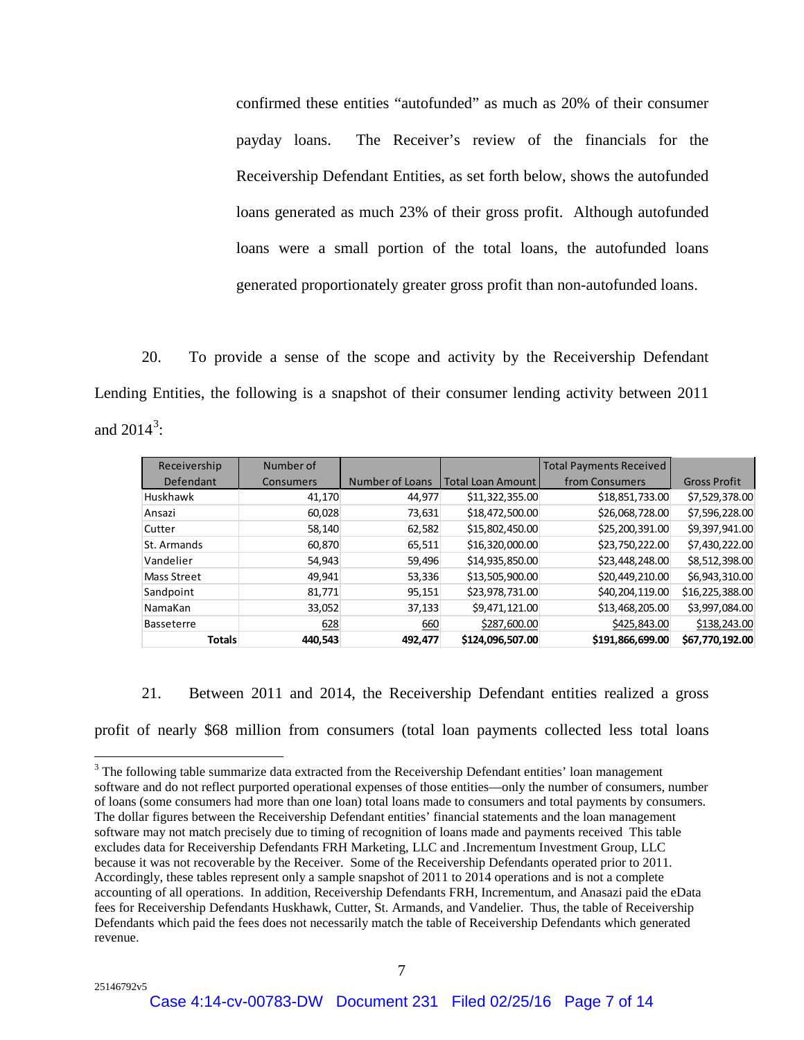confirmed these entities "autofunded" as much as 20% of their consumer payday loans. The Receiver's review of the financials for the Receivership Defendant Entities, as set forth below, shows the autofunded loans generated as much 23% of their gross profit. Although autofunded loans were a small portion of the total loans, the autofunded loans generated proportionately greater gross profit than non-autofunded loans.

20. To provide a sense of the scope and activity by the Receivership Defendant Lending Entities, the following is a snapshot of their consumer lending activity between 2011 and 2014[3]:

| Receivership Defendant | Number of Consumers | Number of Loans | Total Loan Amount | Total Payments Received from Consumers | Gross Profit |
|---|---|---|---|---|---|
| Huskhawk | 41,170 | 44,977 | $11,322,355.00 | $18,851,733.00 | $7,529,378.00 |
| Ansazi | 60,028 | 73,631 | $18,472,500.00 | $26,068,728.00 | $7,596,228.00 |
| Cutter | 58,140 | 62,582 | $15,802,450.00 | $25,200,391.00 | $9,397,941.00 |
| St. Armands | 60,870 | 65,511 | $16,320,000.00 | $23,750,222.00 | $7,430,222.00 |
| Vandelier | 54,943 | 59,496 | $14,935,850.00 | $23,448,248.00 | $8,512,398.00 |
| Mass Street | 49,941 | 53,336 | $13,505,900.00 | $20,449,210.00 | $6,943,310.00 |
| Sandpoint | 81,771 | 95,151 | $23,978,731.00 | $40,204,119.00 | $16,225,388.00 |
| NamaKan | 33,052 | 37,133 | $9,471,121.00 | $13,468,205.00 | $3,997,084.00 |
| Basseterre | 628 | 660 | $287,600.00 | $425,843.00 | $138,243.00 |
| **Totals** | **440,543** | **492,477** | **$124,096,507.00** | **$191,866,699.00** | **$67,770,192.00** |

21. Between 2011 and 2014, the Receivership Defendant entities realized a gross profit of nearly $68 million from consumers (total loan payments collected less total loans

---

[3] The following table summarize data extracted from the Receivership Defendant entities' loan management software and do not reflect purported operational expenses of those entities—only the number of consumers, number of loans (some consumers had more than one loan) total loans made to consumers and total payments by consumers. The dollar figures between the Receivership Defendant entities' financial statements and the loan management software may not match precisely due to timing of recognition of loans made and payments received This table excludes data for Receivership Defendants FRH Marketing, LLC and .Incrementum Investment Group, LLC because it was not recoverable by the Receiver. Some of the Receivership Defendants operated prior to 2011. Accordingly, these tables represent only a sample snapshot of 2011 to 2014 operations and is not a complete accounting of all operations. In addition, Receivership Defendants FRH, Incrementum, and Anasazi paid the eData fees for Receivership Defendants Huskhawk, Cutter, St. Armands, and Vandelier. Thus, the table of Receivership Defendants which paid the fees does not necessarily match the table of Receivership Defendants which generated revenue.

25146792v5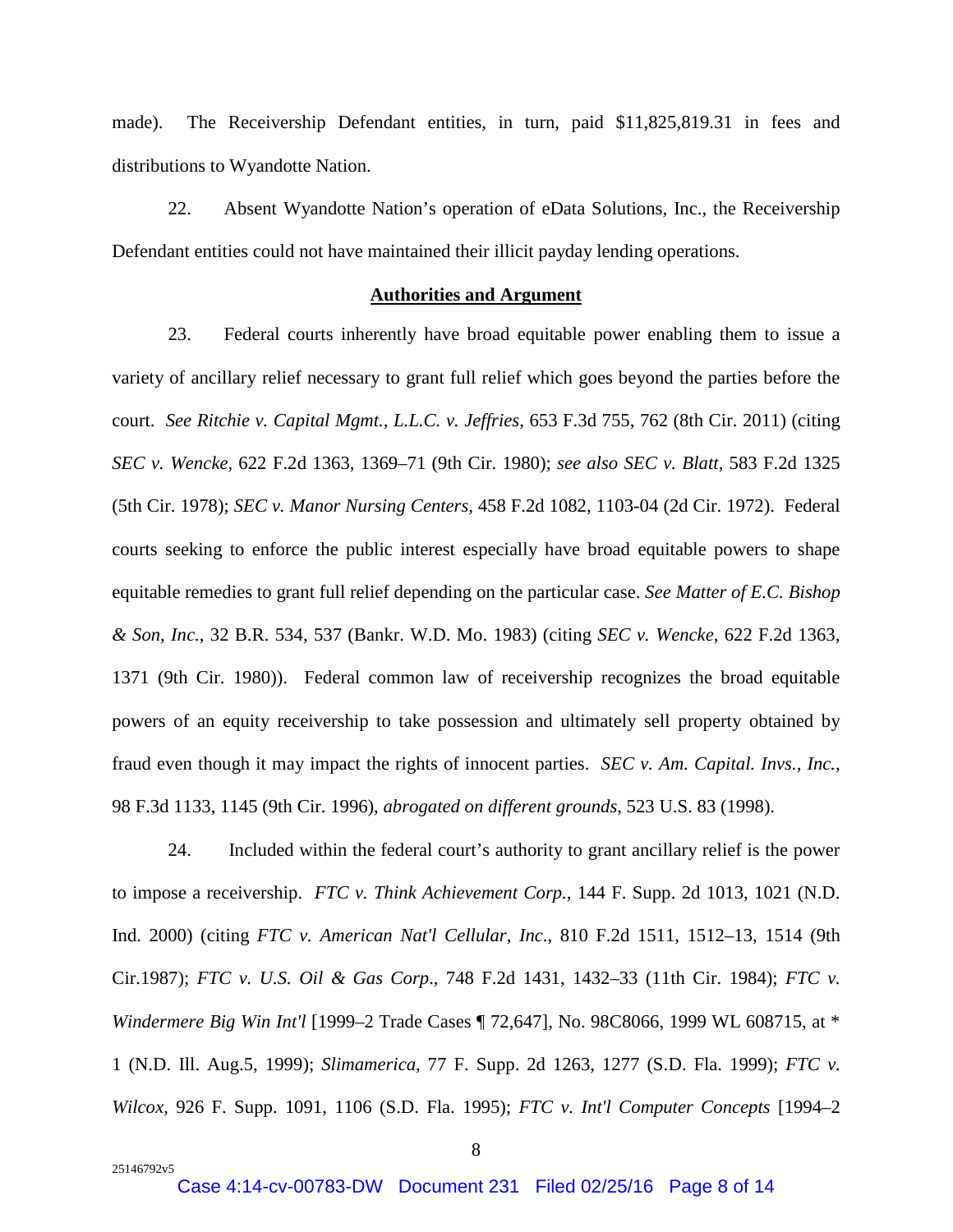made). The Receivership Defendant entities, in turn, paid $11,825,819.31 in fees and distributions to Wyandotte Nation.

22. Absent Wyandotte Nation's operation of eData Solutions, Inc., the Receivership Defendant entities could not have maintained their illicit payday lending operations.

## **Authorities and Argument**

23. Federal courts inherently have broad equitable power enabling them to issue a variety of ancillary relief necessary to grant full relief which goes beyond the parties before the court. *See Ritchie v. Capital Mgmt., L.L.C. v. Jeffries*, 653 F.3d 755, 762 (8th Cir. 2011) (citing *SEC v. Wencke,* 622 F.2d 1363, 1369–71 (9th Cir. 1980); *see also SEC v. Blatt*, 583 F.2d 1325 (5th Cir. 1978); *SEC v. Manor Nursing Centers*, 458 F.2d 1082, 1103-04 (2d Cir. 1972). Federal courts seeking to enforce the public interest especially have broad equitable powers to shape equitable remedies to grant full relief depending on the particular case. *See Matter of E.C. Bishop & Son, Inc.*, 32 B.R. 534, 537 (Bankr. W.D. Mo. 1983) (citing *SEC v. Wencke*, 622 F.2d 1363, 1371 (9th Cir. 1980)). Federal common law of receivership recognizes the broad equitable powers of an equity receivership to take possession and ultimately sell property obtained by fraud even though it may impact the rights of innocent parties. *SEC v. Am. Capital. Invs., Inc.*, 98 F.3d 1133, 1145 (9th Cir. 1996), *abrogated on different grounds*, 523 U.S. 83 (1998).

24. Included within the federal court's authority to grant ancillary relief is the power to impose a receivership. *FTC v. Think Achievement Corp.*, 144 F. Supp. 2d 1013, 1021 (N.D. Ind. 2000) (citing *FTC v. American Nat'l Cellular, Inc.*, 810 F.2d 1511, 1512–13, 1514 (9th Cir.1987); *FTC v. U.S. Oil & Gas Corp*., 748 F.2d 1431, 1432–33 (11th Cir. 1984); *FTC v. Windermere Big Win Int'l* [1999–2 Trade Cases ¶ 72,647], No. 98C8066, 1999 WL 608715, at * 1 (N.D. Ill. Aug.5, 1999); *Slimamerica*, 77 F. Supp. 2d 1263, 1277 (S.D. Fla. 1999); *FTC v. Wilcox*, 926 F. Supp. 1091, 1106 (S.D. Fla. 1995); *FTC v. Int'l Computer Concepts* [1994–2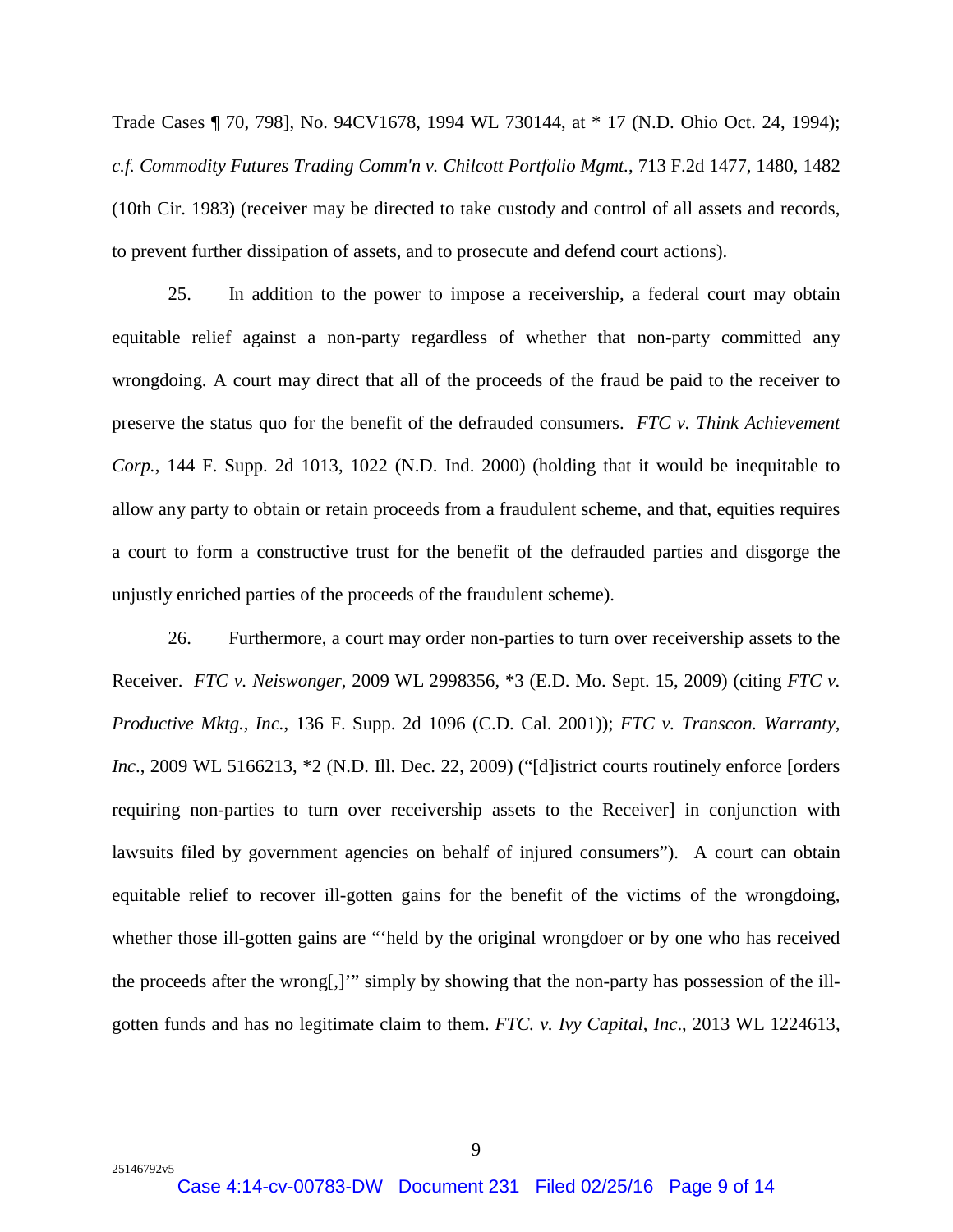Trade Cases ¶ 70, 798], No. 94CV1678, 1994 WL 730144, at * 17 (N.D. Ohio Oct. 24, 1994); *c.f. Commodity Futures Trading Comm'n v. Chilcott Portfolio Mgmt.*, 713 F.2d 1477, 1480, 1482 (10th Cir. 1983) (receiver may be directed to take custody and control of all assets and records, to prevent further dissipation of assets, and to prosecute and defend court actions).

25. In addition to the power to impose a receivership, a federal court may obtain equitable relief against a non-party regardless of whether that non-party committed any wrongdoing. A court may direct that all of the proceeds of the fraud be paid to the receiver to preserve the status quo for the benefit of the defrauded consumers. *FTC v. Think Achievement Corp.*, 144 F. Supp. 2d 1013, 1022 (N.D. Ind. 2000) (holding that it would be inequitable to allow any party to obtain or retain proceeds from a fraudulent scheme, and that, equities requires a court to form a constructive trust for the benefit of the defrauded parties and disgorge the unjustly enriched parties of the proceeds of the fraudulent scheme).

26. Furthermore, a court may order non-parties to turn over receivership assets to the Receiver. *FTC v. Neiswonger*, 2009 WL 2998356, *3 (E.D. Mo. Sept. 15, 2009) (citing *FTC v. Productive Mktg., Inc.*, 136 F. Supp. 2d 1096 (C.D. Cal. 2001)); *FTC v. Transcon. Warranty, Inc.*, 2009 WL 5166213, *2 (N.D. Ill. Dec. 22, 2009) ("[d]istrict courts routinely enforce [orders requiring non-parties to turn over receivership assets to the Receiver] in conjunction with lawsuits filed by government agencies on behalf of injured consumers"). A court can obtain equitable relief to recover ill-gotten gains for the benefit of the victims of the wrongdoing, whether those ill-gotten gains are "'held by the original wrongdoer or by one who has received the proceeds after the wrong[,]'" simply by showing that the non-party has possession of the ill-gotten funds and has no legitimate claim to them. *FTC. v. Ivy Capital, Inc.*, 2013 WL 1224613,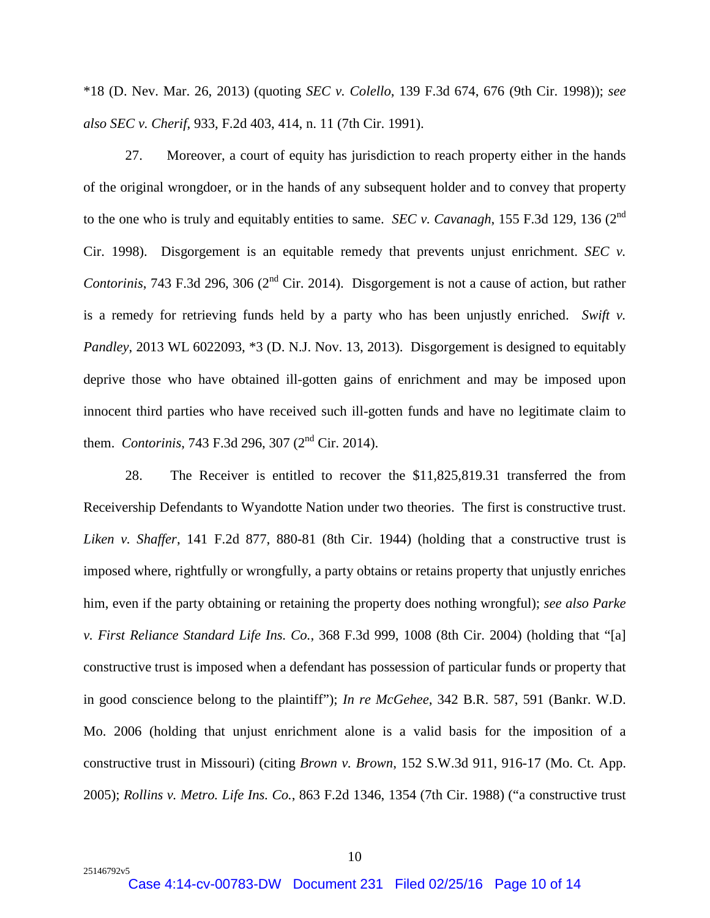*18 (D. Nev. Mar. 26, 2013) (quoting *SEC v. Colello*, 139 F.3d 674, 676 (9th Cir. 1998)); *see also SEC v. Cherif*, 933, F.2d 403, 414, n. 11 (7th Cir. 1991).

27. Moreover, a court of equity has jurisdiction to reach property either in the hands of the original wrongdoer, or in the hands of any subsequent holder and to convey that property to the one who is truly and equitably entities to same. *SEC v. Cavanagh*, 155 F.3d 129, 136 (2nd Cir. 1998). Disgorgement is an equitable remedy that prevents unjust enrichment. *SEC v. Contorinis*, 743 F.3d 296, 306 (2nd Cir. 2014). Disgorgement is not a cause of action, but rather is a remedy for retrieving funds held by a party who has been unjustly enriched. *Swift v. Pandley*, 2013 WL 6022093, *3 (D. N.J. Nov. 13, 2013). Disgorgement is designed to equitably deprive those who have obtained ill-gotten gains of enrichment and may be imposed upon innocent third parties who have received such ill-gotten funds and have no legitimate claim to them. *Contorinis*, 743 F.3d 296, 307 (2nd Cir. 2014).

28. The Receiver is entitled to recover the $11,825,819.31 transferred the from Receivership Defendants to Wyandotte Nation under two theories. The first is constructive trust. *Liken v. Shaffer*, 141 F.2d 877, 880-81 (8th Cir. 1944) (holding that a constructive trust is imposed where, rightfully or wrongfully, a party obtains or retains property that unjustly enriches him, even if the party obtaining or retaining the property does nothing wrongful); *see also Parke v. First Reliance Standard Life Ins. Co.*, 368 F.3d 999, 1008 (8th Cir. 2004) (holding that "[a] constructive trust is imposed when a defendant has possession of particular funds or property that in good conscience belong to the plaintiff"); *In re McGehee*, 342 B.R. 587, 591 (Bankr. W.D. Mo. 2006 (holding that unjust enrichment alone is a valid basis for the imposition of a constructive trust in Missouri) (citing *Brown v. Brown*, 152 S.W.3d 911, 916-17 (Mo. Ct. App. 2005); *Rollins v. Metro. Life Ins. Co.*, 863 F.2d 1346, 1354 (7th Cir. 1988) ("a constructive trust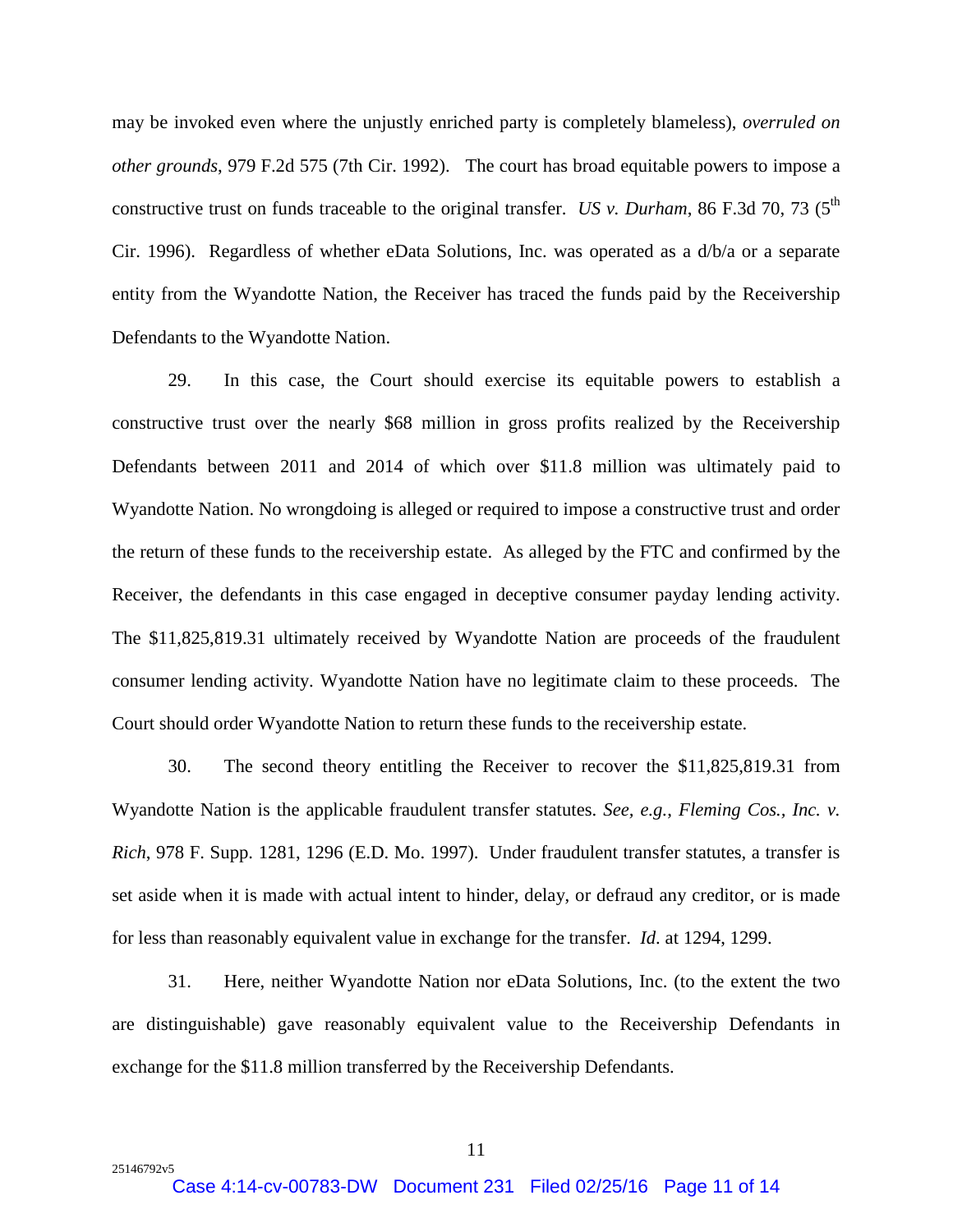may be invoked even where the unjustly enriched party is completely blameless), *overruled on other grounds*, 979 F.2d 575 (7th Cir. 1992). The court has broad equitable powers to impose a constructive trust on funds traceable to the original transfer. *US v. Durham*, 86 F.3d 70, 73 (5th Cir. 1996). Regardless of whether eData Solutions, Inc. was operated as a d/b/a or a separate entity from the Wyandotte Nation, the Receiver has traced the funds paid by the Receivership Defendants to the Wyandotte Nation.

29. In this case, the Court should exercise its equitable powers to establish a constructive trust over the nearly $68 million in gross profits realized by the Receivership Defendants between 2011 and 2014 of which over $11.8 million was ultimately paid to Wyandotte Nation. No wrongdoing is alleged or required to impose a constructive trust and order the return of these funds to the receivership estate. As alleged by the FTC and confirmed by the Receiver, the defendants in this case engaged in deceptive consumer payday lending activity. The $11,825,819.31 ultimately received by Wyandotte Nation are proceeds of the fraudulent consumer lending activity. Wyandotte Nation have no legitimate claim to these proceeds. The Court should order Wyandotte Nation to return these funds to the receivership estate.

30. The second theory entitling the Receiver to recover the $11,825,819.31 from Wyandotte Nation is the applicable fraudulent transfer statutes. *See, e.g.*, *Fleming Cos., Inc. v. Rich*, 978 F. Supp. 1281, 1296 (E.D. Mo. 1997). Under fraudulent transfer statutes, a transfer is set aside when it is made with actual intent to hinder, delay, or defraud any creditor, or is made for less than reasonably equivalent value in exchange for the transfer. *Id.* at 1294, 1299.

31. Here, neither Wyandotte Nation nor eData Solutions, Inc. (to the extent the two are distinguishable) gave reasonably equivalent value to the Receivership Defendants in exchange for the $11.8 million transferred by the Receivership Defendants.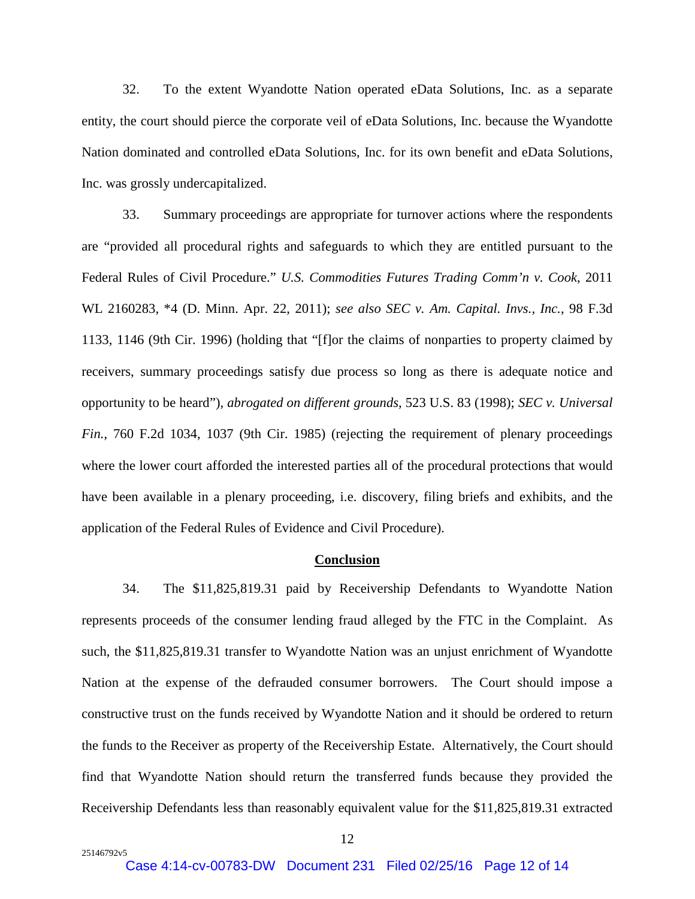32. To the extent Wyandotte Nation operated eData Solutions, Inc. as a separate entity, the court should pierce the corporate veil of eData Solutions, Inc. because the Wyandotte Nation dominated and controlled eData Solutions, Inc. for its own benefit and eData Solutions, Inc. was grossly undercapitalized.

33. Summary proceedings are appropriate for turnover actions where the respondents are "provided all procedural rights and safeguards to which they are entitled pursuant to the Federal Rules of Civil Procedure." *U.S. Commodities Futures Trading Comm'n v. Cook*, 2011 WL 2160283, *4 (D. Minn. Apr. 22, 2011); *see also SEC v. Am. Capital. Invs., Inc.*, 98 F.3d 1133, 1146 (9th Cir. 1996) (holding that "[f]or the claims of nonparties to property claimed by receivers, summary proceedings satisfy due process so long as there is adequate notice and opportunity to be heard"), *abrogated on different grounds*, 523 U.S. 83 (1998); *SEC v. Universal Fin.*, 760 F.2d 1034, 1037 (9th Cir. 1985) (rejecting the requirement of plenary proceedings where the lower court afforded the interested parties all of the procedural protections that would have been available in a plenary proceeding, i.e. discovery, filing briefs and exhibits, and the application of the Federal Rules of Evidence and Civil Procedure).

**Conclusion**

34. The $11,825,819.31 paid by Receivership Defendants to Wyandotte Nation represents proceeds of the consumer lending fraud alleged by the FTC in the Complaint. As such, the $11,825,819.31 transfer to Wyandotte Nation was an unjust enrichment of Wyandotte Nation at the expense of the defrauded consumer borrowers. The Court should impose a constructive trust on the funds received by Wyandotte Nation and it should be ordered to return the funds to the Receiver as property of the Receivership Estate. Alternatively, the Court should find that Wyandotte Nation should return the transferred funds because they provided the Receivership Defendants less than reasonably equivalent value for the $11,825,819.31 extracted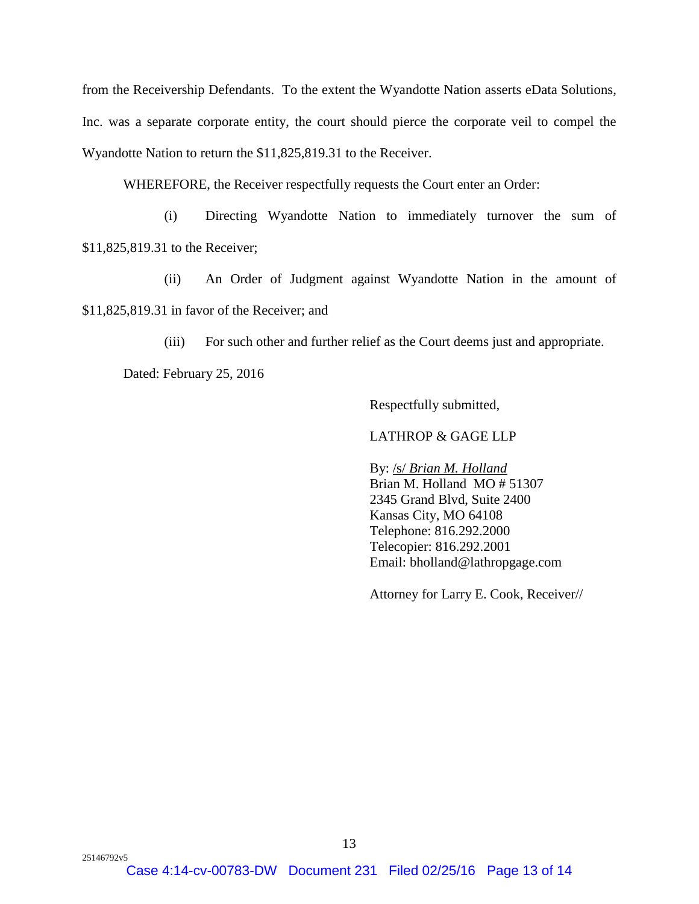from the Receivership Defendants. To the extent the Wyandotte Nation asserts eData Solutions, Inc. was a separate corporate entity, the court should pierce the corporate veil to compel the Wyandotte Nation to return the $11,825,819.31 to the Receiver.

WHEREFORE, the Receiver respectfully requests the Court enter an Order:

(i) Directing Wyandotte Nation to immediately turnover the sum of $11,825,819.31 to the Receiver;

(ii) An Order of Judgment against Wyandotte Nation in the amount of $11,825,819.31 in favor of the Receiver; and

(iii) For such other and further relief as the Court deems just and appropriate.

Dated: February 25, 2016

Respectfully submitted,

LATHROP & GAGE LLP

By: /s/ *Brian M. Holland*
Brian M. Holland MO # 51307
2345 Grand Blvd, Suite 2400
Kansas City, MO 64108
Telephone: 816.292.2000
Telecopier: 816.292.2001
Email: bholland@lathropgage.com

Attorney for Larry E. Cook, Receiver//

25146792v5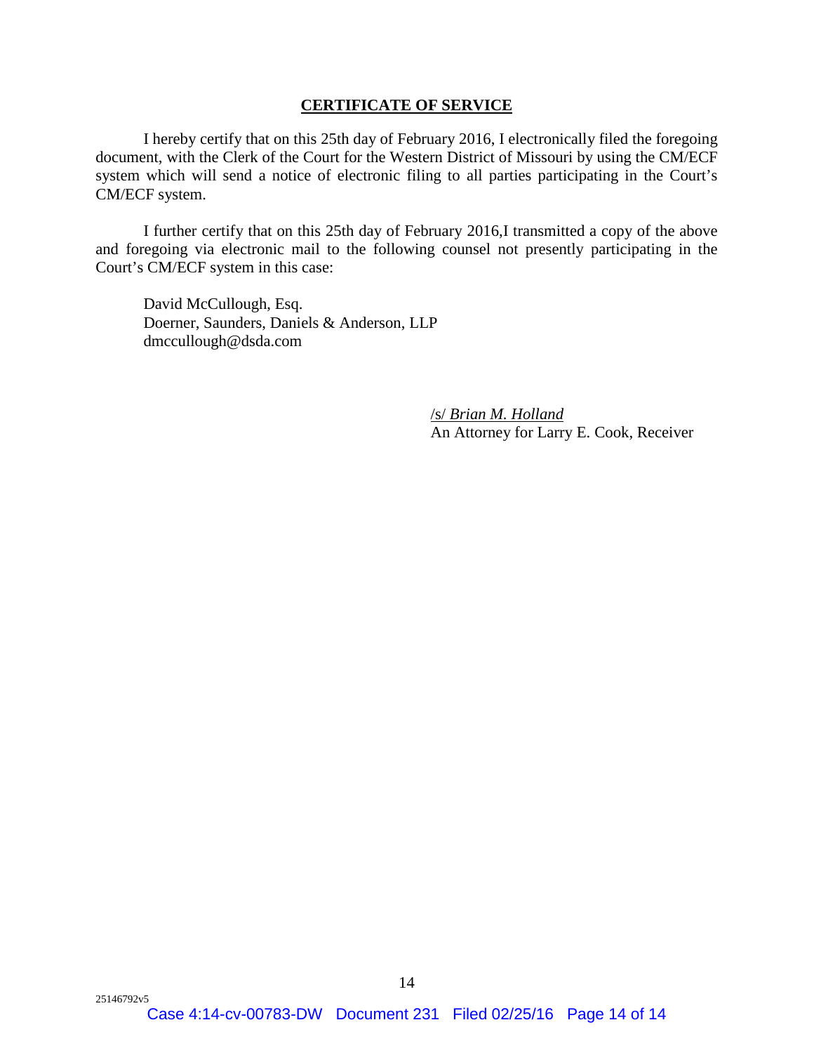**CERTIFICATE OF SERVICE**

I hereby certify that on this 25th day of February 2016, I electronically filed the foregoing document, with the Clerk of the Court for the Western District of Missouri by using the CM/ECF system which will send a notice of electronic filing to all parties participating in the Court's CM/ECF system.

I further certify that on this 25th day of February 2016,I transmitted a copy of the above and foregoing via electronic mail to the following counsel not presently participating in the Court's CM/ECF system in this case:

David McCullough, Esq.
Doerner, Saunders, Daniels & Anderson, LLP
dmccullough@dsda.com

/s/ *Brian M. Holland*
An Attorney for Larry E. Cook, Receiver

25146792v5